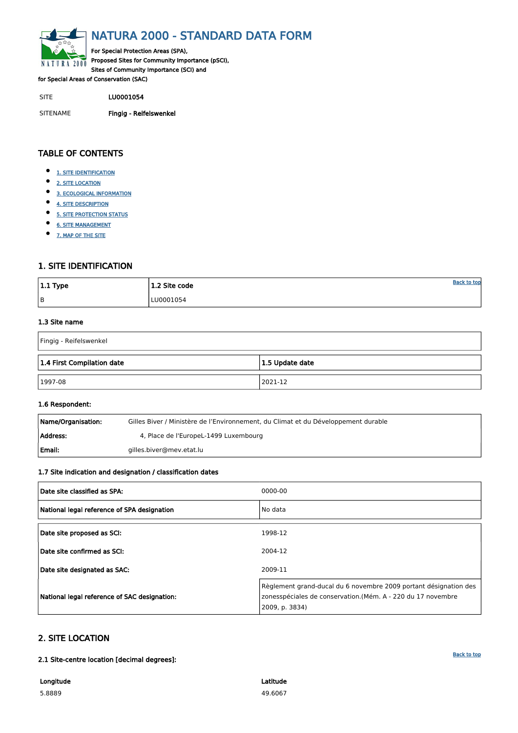# NATURA 2000 - STANDARD DATA FORM

For Special Protection Areas (SPA),
Proposed Sites for Community Importance (pSCI),
Sites of Community Importance (SCI) and
for Special Areas of Conservation (SAC)

SITE LU0001054

SITENAME **Fingig - Reifelswenkel**

## TABLE OF CONTENTS

- 1. SITE IDENTIFICATION
- 2. SITE LOCATION
- 3. ECOLOGICAL INFORMATION
- 4. SITE DESCRIPTION
- 5. SITE PROTECTION STATUS
- 6. SITE MANAGEMENT
- 7. MAP OF THE SITE

## 1. SITE IDENTIFICATION

| 1.1 Type | 1.2 Site code |
|---|---|
| B | LU0001054 |

### 1.3 Site name

| Fingig - Reifelswenkel |
|---|

| 1.4 First Compilation date | 1.5 Update date |
|---|---|
| 1997-08 | 2021-12 |

### 1.6 Respondent:

| | |
|---|---|
| **Name/Organisation:** | Gilles Biver / Ministère de l'Environnement, du Climat et du Développement durable |
| **Address:** | 4, Place de l'EuropeL-1499 Luxembourg |
| **Email:** | gilles.biver@mev.etat.lu |

### 1.7 Site indication and designation / classification dates

| | |
|---|---|
| **Date site classified as SPA:** | 0000-00 |
| **National legal reference of SPA designation** | No data |

| | |
|---|---|
| **Date site proposed as SCI:** | 1998-12 |
| **Date site confirmed as SCI:** | 2004-12 |
| **Date site designated as SAC:** | 2009-11 |
| **National legal reference of SAC designation:** | Règlement grand-ducal du 6 novembre 2009 portant désignation des zonesspéciales de conservation.(Mém. A - 220 du 17 novembre 2009, p. 3834) |

## 2. SITE LOCATION

### 2.1 Site-centre location [decimal degrees]:

| Longitude | Latitude |
|---|---|
| 5.8889 | 49.6067 |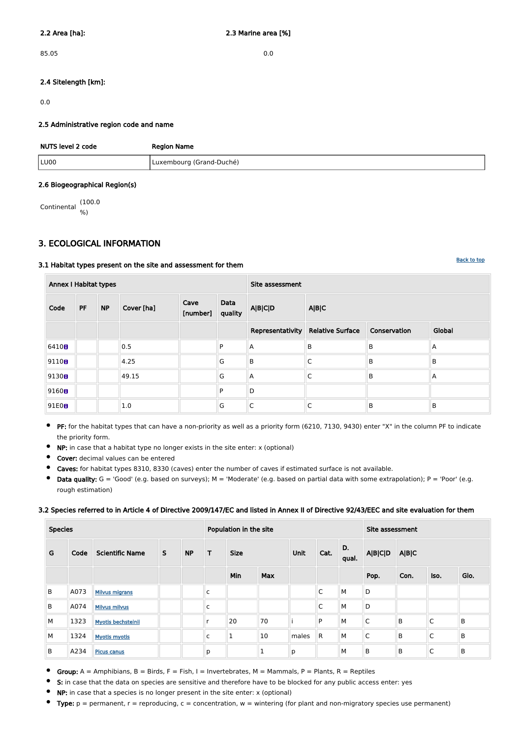**2.2 Area [ha]:**

85.05

**2.3 Marine area [%]**

0.0

**2.4 Sitelength [km]:**

0.0

**2.5 Administrative region code and name**

| NUTS level 2 code | Region Name |
|---|---|
| LU00 | Luxembourg (Grand-Duché) |

**2.6 Biogeographical Region(s)**

Continental (100.0 %)

## 3. ECOLOGICAL INFORMATION

Back to top

**3.1 Habitat types present on the site and assessment for them**

| Annex I Habitat types | | | | | | Site assessment | | | |
|---|---|---|---|---|---|---|---|---|---|
| Code | PF | NP | Cover [ha] | Cave [number] | Data quality | A\|B\|C\|D | A\|B\|C | | |
| | | | | | | Representativity | Relative Surface | Conservation | Global |
| 6410 | | | 0.5 | | P | A | B | B | A |
| 9110 | | | 4.25 | | G | B | C | B | B |
| 9130 | | | 49.15 | | G | A | C | B | A |
| 9160 | | | | | P | D | | | |
| 91E0 | | | 1.0 | | G | C | C | B | B |

- **PF:** for the habitat types that can have a non-priority as well as a priority form (6210, 7130, 9430) enter "X" in the column PF to indicate the priority form.
- **NP:** in case that a habitat type no longer exists in the site enter: x (optional)
- **Cover:** decimal values can be entered
- **Caves:** for habitat types 8310, 8330 (caves) enter the number of caves if estimated surface is not available.
- **Data quality:** G = 'Good' (e.g. based on surveys); M = 'Moderate' (e.g. based on partial data with some extrapolation); P = 'Poor' (e.g. rough estimation)

**3.2 Species referred to in Article 4 of Directive 2009/147/EC and listed in Annex II of Directive 92/43/EEC and site evaluation for them**

| Species | | | | | Population in the site | | | | | | Site assessment | | | |
|---|---|---|---|---|---|---|---|---|---|---|---|---|---|---|
| G | Code | Scientific Name | S | NP | T | Size | | Unit | Cat. | D. qual. | A\|B\|C\|D | A\|B\|C | | |
| | | | | | | Min | Max | | | | Pop. | Con. | Iso. | Glo. |
| B | A073 | Milvus migrans | | | c | | | | C | M | D | | | |
| B | A074 | Milvus milvus | | | c | | | | C | M | D | | | |
| M | 1323 | Myotis bechsteinii | | | r | 20 | 70 | i | P | M | C | B | C | B |
| M | 1324 | Myotis myotis | | | c | 1 | 10 | males | R | M | C | B | C | B |
| B | A234 | Picus canus | | | p | | 1 | p | | M | B | B | C | B |

- **Group:** A = Amphibians, B = Birds, F = Fish, I = Invertebrates, M = Mammals, P = Plants, R = Reptiles
- **S:** in case that the data on species are sensitive and therefore have to be blocked for any public access enter: yes
- **NP:** in case that a species is no longer present in the site enter: x (optional)
- **Type:** p = permanent, r = reproducing, c = concentration, w = wintering (for plant and non-migratory species use permanent)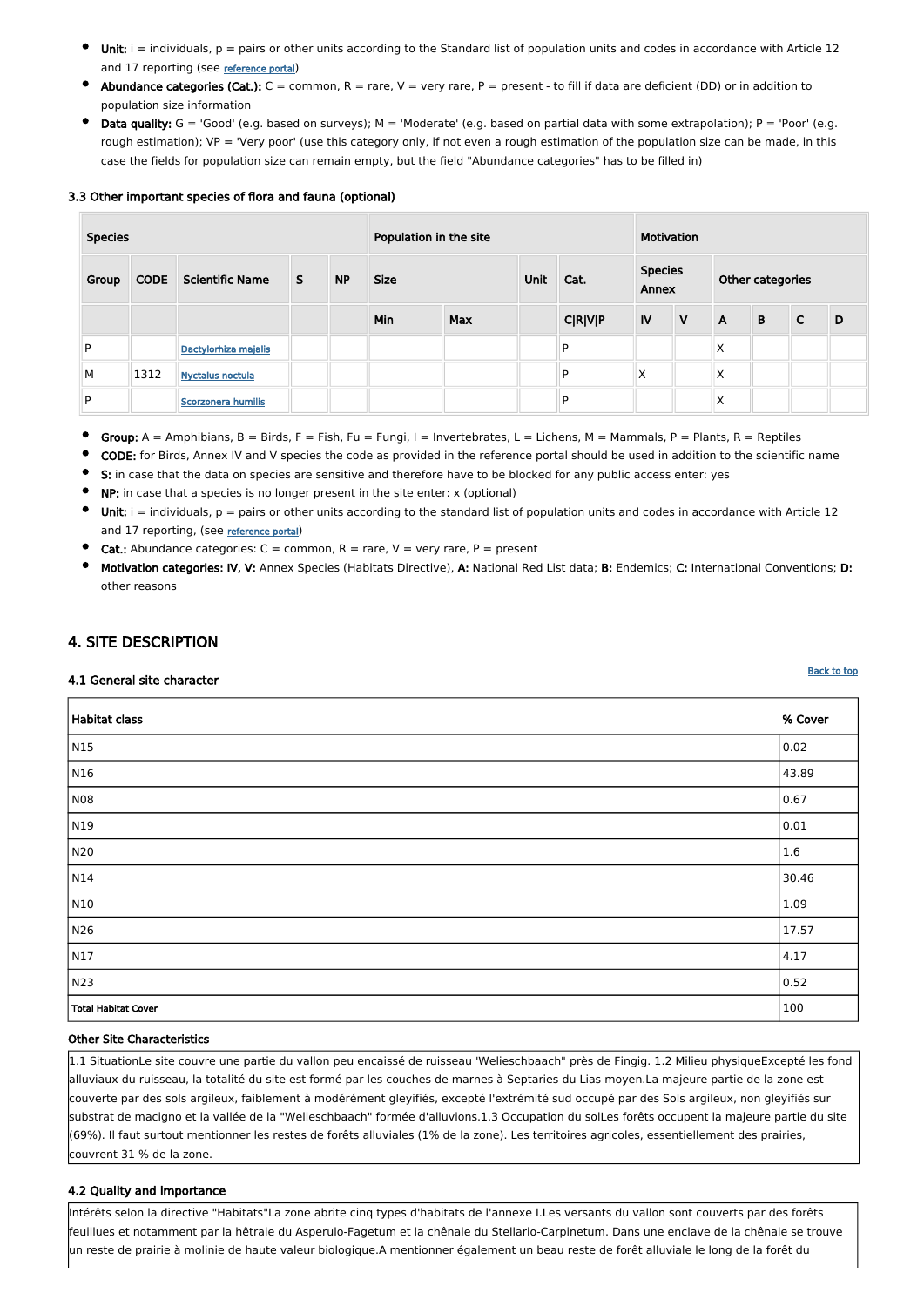- **Unit:** i = individuals, p = pairs or other units according to the Standard list of population units and codes in accordance with Article 12 and 17 reporting (see reference portal)
- **Abundance categories (Cat.):** C = common, R = rare, V = very rare, P = present - to fill if data are deficient (DD) or in addition to population size information
- **Data quality:** G = 'Good' (e.g. based on surveys); M = 'Moderate' (e.g. based on partial data with some extrapolation); P = 'Poor' (e.g. rough estimation); VP = 'Very poor' (use this category only, if not even a rough estimation of the population size can be made, in this case the fields for population size can remain empty, but the field "Abundance categories" has to be filled in)

### 3.3 Other important species of flora and fauna (optional)

| Species | | | | | Population in the site | | | | Motivation | | | | | |
|---|---|---|---|---|---|---|---|---|---|---|---|---|---|---|
| Group | CODE | Scientific Name | S | NP | Size | | Unit | Cat. | Species Annex | | Other categories | | | |
| | | | | | Min | Max | | C\|R\|V\|P | IV | V | A | B | C | D |
| P | | Dactylorhiza majalis | | | | | | P | | | X | | | |
| M | 1312 | Nyctalus noctula | | | | | | P | X | | X | | | |
| P | | Scorzonera humilis | | | | | | P | | | X | | | |

- **Group:** A = Amphibians, B = Birds, F = Fish, Fu = Fungi, I = Invertebrates, L = Lichens, M = Mammals, P = Plants, R = Reptiles
- **CODE:** for Birds, Annex IV and V species the code as provided in the reference portal should be used in addition to the scientific name
- **S:** in case that the data on species are sensitive and therefore have to be blocked for any public access enter: yes
- **NP:** in case that a species is no longer present in the site enter: x (optional)
- **Unit:** i = individuals, p = pairs or other units according to the standard list of population units and codes in accordance with Article 12 and 17 reporting, (see reference portal)
- **Cat.:** Abundance categories: C = common, R = rare, V = very rare, P = present
- **Motivation categories: IV, V:** Annex Species (Habitats Directive), **A:** National Red List data; **B:** Endemics; **C:** International Conventions; **D:** other reasons

## 4. SITE DESCRIPTION

Back to top

### 4.1 General site character

| Habitat class | % Cover |
|---|---|
| N15 | 0.02 |
| N16 | 43.89 |
| N08 | 0.67 |
| N19 | 0.01 |
| N20 | 1.6 |
| N14 | 30.46 |
| N10 | 1.09 |
| N26 | 17.57 |
| N17 | 4.17 |
| N23 | 0.52 |
| Total Habitat Cover | 100 |

**Other Site Characteristics**

1.1 SituationLe site couvre une partie du vallon peu encaissé de ruisseau 'Welieschbaach" près de Fingig. 1.2 Milieu physiqueExcepté les fond alluviaux du ruisseau, la totalité du site est formé par les couches de marnes à Septaries du Lias moyen.La majeure partie de la zone est couverte par des sols argileux, faiblement à modérément gleyifiés, excepté l'extrémité sud occupé par des Sols argileux, non gleyifiés sur substrat de macigno et la vallée de la "Welieschbaach" formée d'alluvions.1.3 Occupation du solLes forêts occupent la majeure partie du site (69%). Il faut surtout mentionner les restes de forêts alluviales (1% de la zone). Les territoires agricoles, essentiellement des prairies, couvrent 31 % de la zone.

### 4.2 Quality and importance

Intérêts selon la directive "Habitats"La zone abrite cinq types d'habitats de l'annexe I.Les versants du vallon sont couverts par des forêts feuillues et notamment par la hêtraie du Asperulo-Fagetum et la chênaie du Stellario-Carpinetum. Dans une enclave de la chênaie se trouve un reste de prairie à molinie de haute valeur biologique.A mentionner également un beau reste de forêt alluviale le long de la forêt du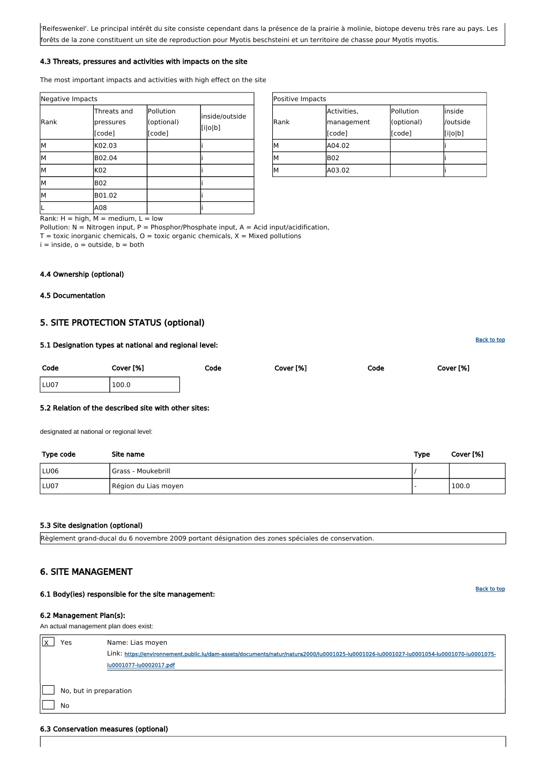'Reifeswenkel'. Le principal intérêt du site consiste cependant dans la présence de la prairie à molinie, biotope devenu très rare au pays. Les forêts de la zone constituent un site de reproduction pour Myotis beschsteini et un territoire de chasse pour Myotis myotis.

### 4.3 Threats, pressures and activities with impacts on the site

The most important impacts and activities with high effect on the site

| Negative Impacts | | | |
|---|---|---|---|
| Rank | Threats and pressures [code] | Pollution (optional) [code] | inside/outside [i\|o\|b] |
| M | K02.03 | | i |
| M | B02.04 | | i |
| M | K02 | | i |
| M | B02 | | i |
| M | B01.02 | | i |
| L | A08 | | i |

| Positive Impacts | | | |
|---|---|---|---|
| Rank | Activities, management [code] | Pollution (optional) [code] | inside /outside [i\|o\|b] |
| M | A04.02 | | i |
| M | B02 | | i |
| M | A03.02 | | i |

Rank: H = high, M = medium, L = low
Pollution: N = Nitrogen input, P = Phosphor/Phosphate input, A = Acid input/acidification,
T = toxic inorganic chemicals, O = toxic organic chemicals, X = Mixed pollutions
i = inside, o = outside, b = both

### 4.4 Ownership (optional)

### 4.5 Documentation

## 5. SITE PROTECTION STATUS (optional)

Back to top

### 5.1 Designation types at national and regional level:

| Code | Cover [%] | Code | Cover [%] | Code | Cover [%] |
|---|---|---|---|---|---|
| LU07 | 100.0 | | | | |

### 5.2 Relation of the described site with other sites:

designated at national or regional level:

| Type code | Site name | Type | Cover [%] |
|---|---|---|---|
| LU06 | Grass - Moukebrill | / | |
| LU07 | Région du Lias moyen | - | 100.0 |

### 5.3 Site designation (optional)

Règlement grand-ducal du 6 novembre 2009 portant désignation des zones spéciales de conservation.

## 6. SITE MANAGEMENT

Back to top

### 6.1 Body(ies) responsible for the site management:

### 6.2 Management Plan(s):

An actual management plan does exist:

- [X] Yes — Name: Lias moyen
  Link: https://environnement.public.lu/dam-assets/documents/natur/natura2000/lu0001025-lu0001026-lu0001027-lu0001054-lu0001070-lu0001075-lu0001077-lu0002017.pdf
- [ ] No, but in preparation
- [ ] No

### 6.3 Conservation measures (optional)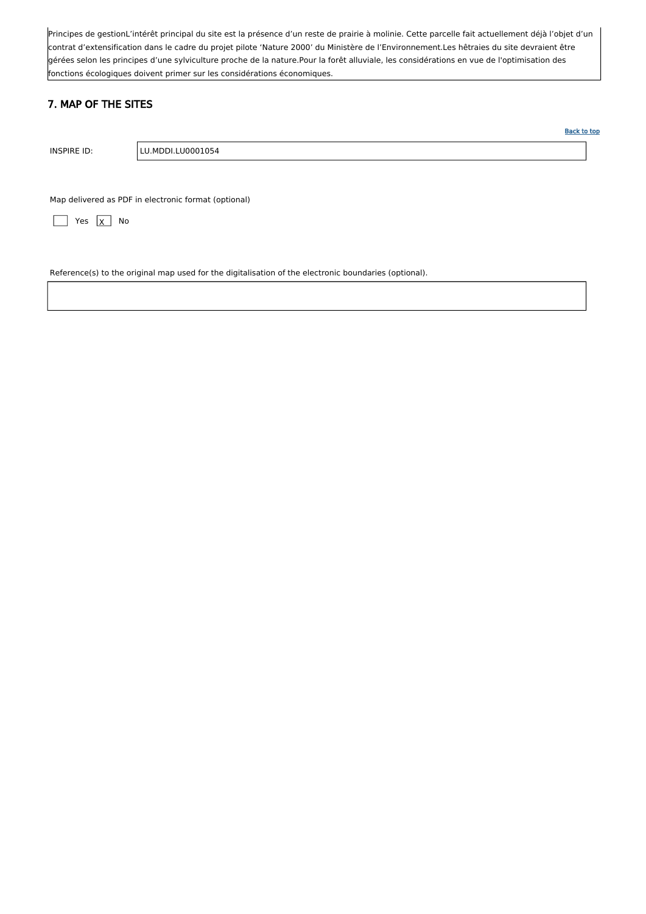Principes de gestionL’intérêt principal du site est la présence d’un reste de prairie à molinie. Cette parcelle fait actuellement déjà l’objet d’un contrat d’extensification dans le cadre du projet pilote ‘Nature 2000’ du Ministère de l’Environnement.Les hêtraies du site devraient être gérées selon les principes d’une sylviculture proche de la nature.Pour la forêt alluviale, les considérations en vue de l'optimisation des fonctions écologiques doivent primer sur les considérations économiques.

## 7. MAP OF THE SITES

Back to top

| | |
|---|---|
| INSPIRE ID: | LU.MDDI.LU0001054 |

Map delivered as PDF in electronic format (optional)

[ ] Yes [X] No

Reference(s) to the original map used for the digitalisation of the electronic boundaries (optional).